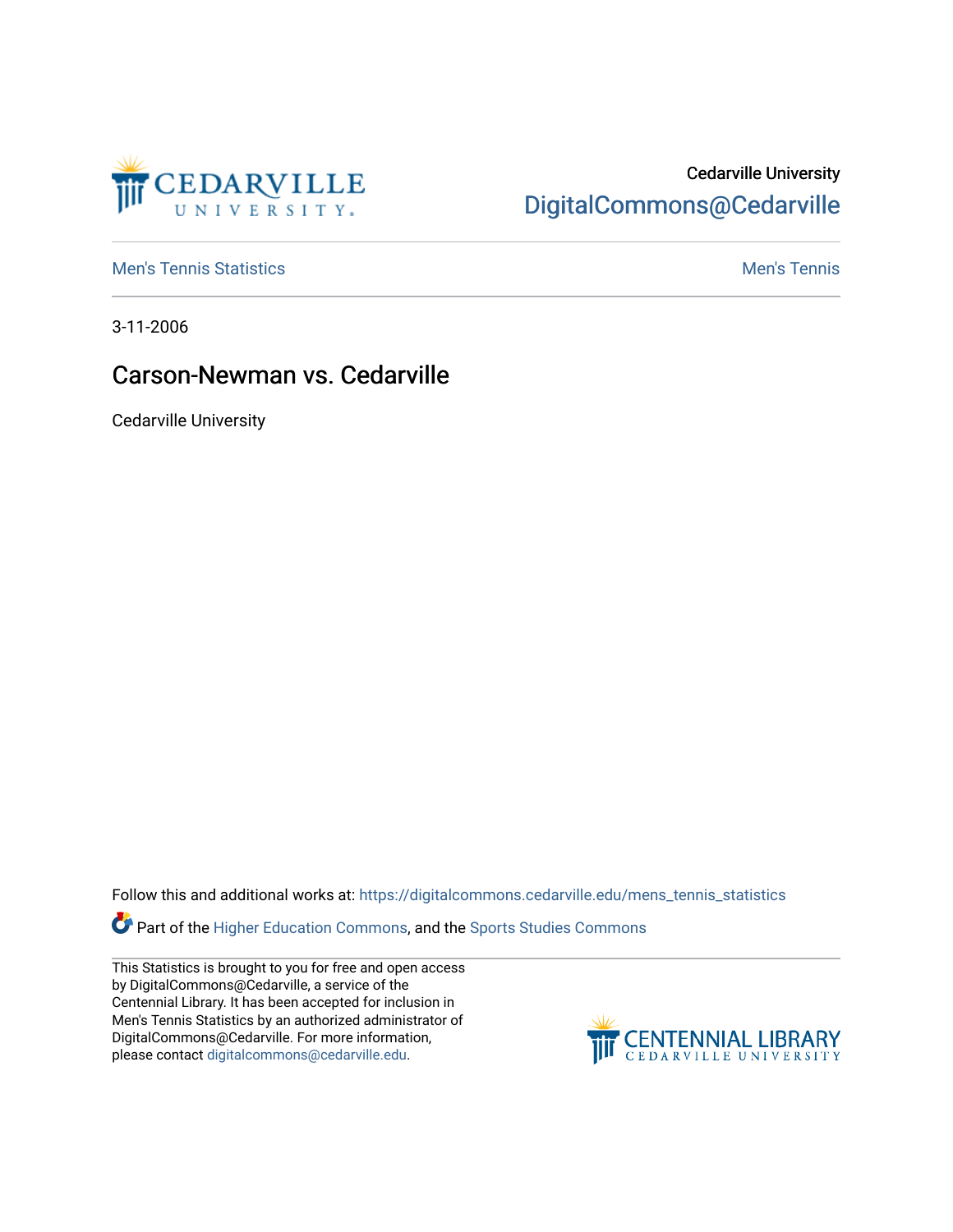Cedarville University
DigitalCommons@Cedarville

Men's Tennis Statistics | Men's Tennis

3-11-2006

# Carson-Newman vs. Cedarville

Cedarville University

Follow this and additional works at: https://digitalcommons.cedarville.edu/mens_tennis_statistics

Part of the Higher Education Commons, and the Sports Studies Commons

This Statistics is brought to you for free and open access by DigitalCommons@Cedarville, a service of the Centennial Library. It has been accepted for inclusion in Men's Tennis Statistics by an authorized administrator of DigitalCommons@Cedarville. For more information, please contact digitalcommons@cedarville.edu.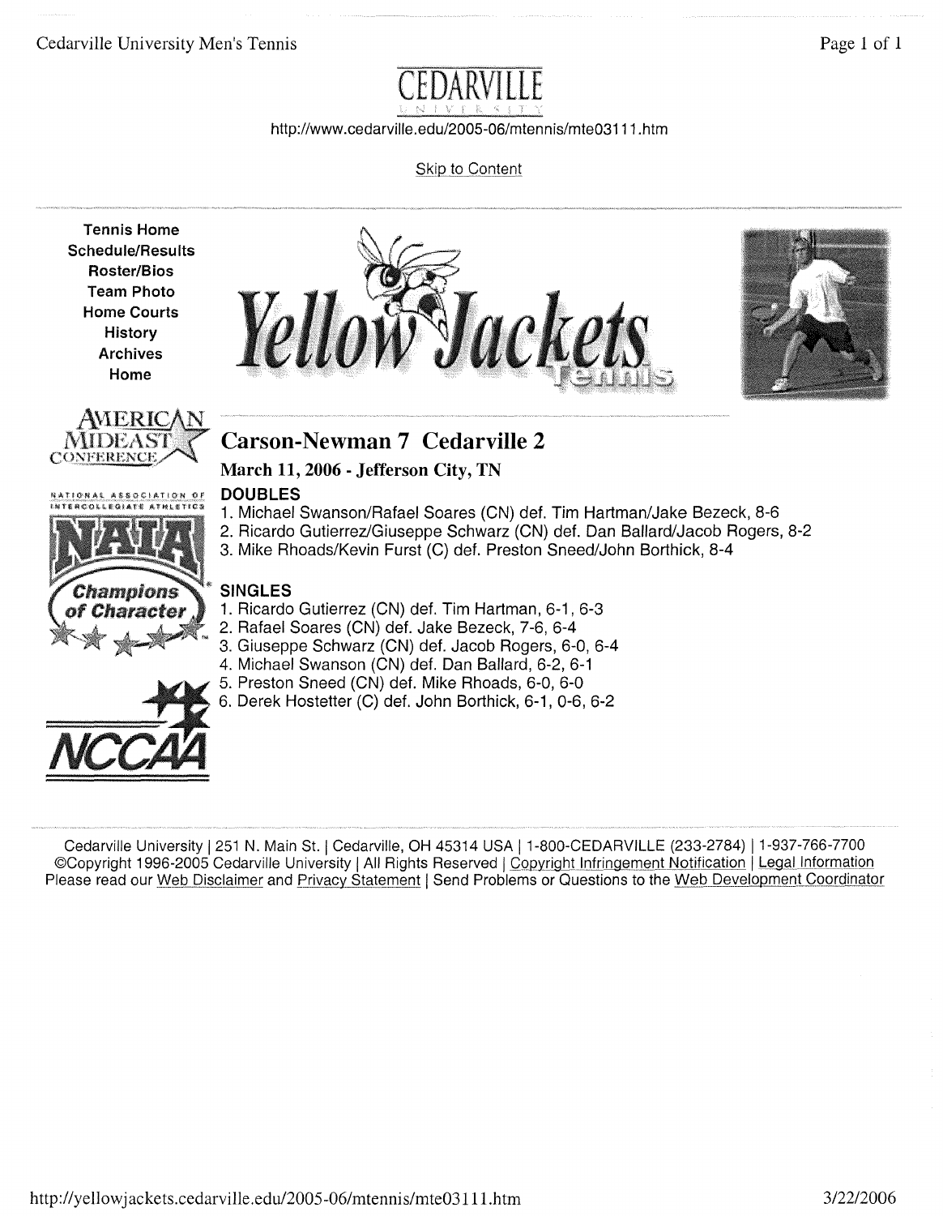CEDARVILLE
UNIVERSITY

http://www.cedarville.edu/2005-06/mtennis/mte03111.htm

Skip to Content

Tennis Home
Schedule/Results
Roster/Bios
Team Photo
Home Courts
History
Archives
Home

Yellow Jackets Tennis

AMERICAN MIDEAST CONFERENCE

NATIONAL ASSOCIATION OF INTERCOLLEGIATE ATHLETICS
NAIA
Champions of Character

NCCAA

## Carson-Newman 7 Cedarville 2

### March 11, 2006 - Jefferson City, TN

**DOUBLES**

1. Michael Swanson/Rafael Soares (CN) def. Tim Hartman/Jake Bezeck, 8-6
2. Ricardo Gutierrez/Giuseppe Schwarz (CN) def. Dan Ballard/Jacob Rogers, 8-2
3. Mike Rhoads/Kevin Furst (C) def. Preston Sneed/John Borthick, 8-4

**SINGLES**

1. Ricardo Gutierrez (CN) def. Tim Hartman, 6-1, 6-3
2. Rafael Soares (CN) def. Jake Bezeck, 7-6, 6-4
3. Giuseppe Schwarz (CN) def. Jacob Rogers, 6-0, 6-4
4. Michael Swanson (CN) def. Dan Ballard, 6-2, 6-1
5. Preston Sneed (CN) def. Mike Rhoads, 6-0, 6-0
6. Derek Hostetter (C) def. John Borthick, 6-1, 0-6, 6-2

Cedarville University | 251 N. Main St. | Cedarville, OH 45314 USA | 1-800-CEDARVILLE (233-2784) | 1-937-766-7700
©Copyright 1996-2005 Cedarville University | All Rights Reserved | Copyright Infringement Notification | Legal Information
Please read our Web Disclaimer and Privacy Statement | Send Problems or Questions to the Web Development Coordinator